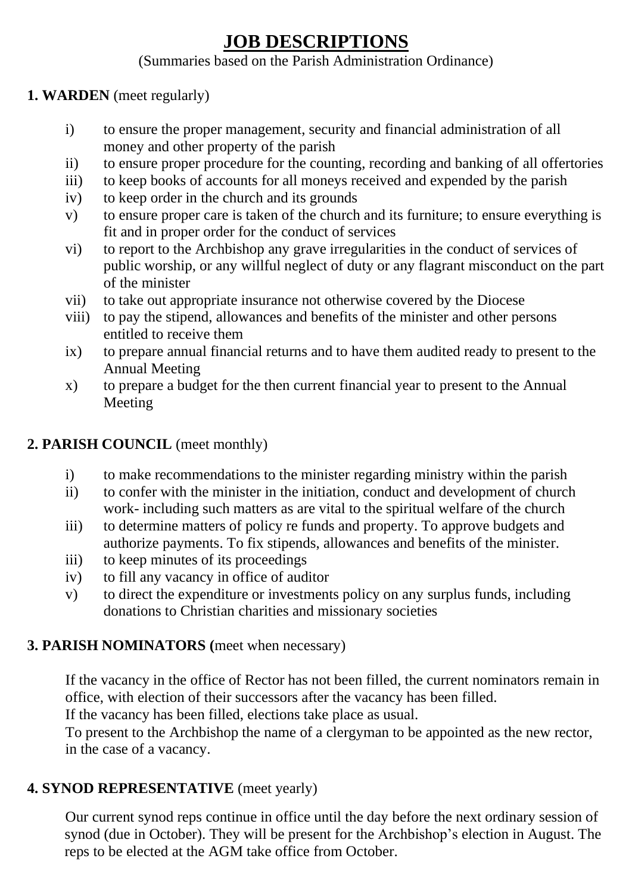# JOB DESCRIPTIONS

(Summaries based on the Parish Administration Ordinance)

**1. WARDEN** (meet regularly)

i) to ensure the proper management, security and financial administration of all money and other property of the parish

ii) to ensure proper procedure for the counting, recording and banking of all offertories

iii) to keep books of accounts for all moneys received and expended by the parish

iv) to keep order in the church and its grounds

v) to ensure proper care is taken of the church and its furniture; to ensure everything is fit and in proper order for the conduct of services

vi) to report to the Archbishop any grave irregularities in the conduct of services of public worship, or any willful neglect of duty or any flagrant misconduct on the part of the minister

vii) to take out appropriate insurance not otherwise covered by the Diocese

viii) to pay the stipend, allowances and benefits of the minister and other persons entitled to receive them

ix) to prepare annual financial returns and to have them audited ready to present to the Annual Meeting

x) to prepare a budget for the then current financial year to present to the Annual Meeting

**2. PARISH COUNCIL** (meet monthly)

i) to make recommendations to the minister regarding ministry within the parish

ii) to confer with the minister in the initiation, conduct and development of church work- including such matters as are vital to the spiritual welfare of the church

iii) to determine matters of policy re funds and property. To approve budgets and authorize payments. To fix stipends, allowances and benefits of the minister.

iii) to keep minutes of its proceedings

iv) to fill any vacancy in office of auditor

v) to direct the expenditure or investments policy on any surplus funds, including donations to Christian charities and missionary societies

**3. PARISH NOMINATORS (**meet when necessary)

If the vacancy in the office of Rector has not been filled, the current nominators remain in office, with election of their successors after the vacancy has been filled.
If the vacancy has been filled, elections take place as usual.
To present to the Archbishop the name of a clergyman to be appointed as the new rector, in the case of a vacancy.

**4. SYNOD REPRESENTATIVE** (meet yearly)

Our current synod reps continue in office until the day before the next ordinary session of synod (due in October). They will be present for the Archbishop's election in August. The reps to be elected at the AGM take office from October.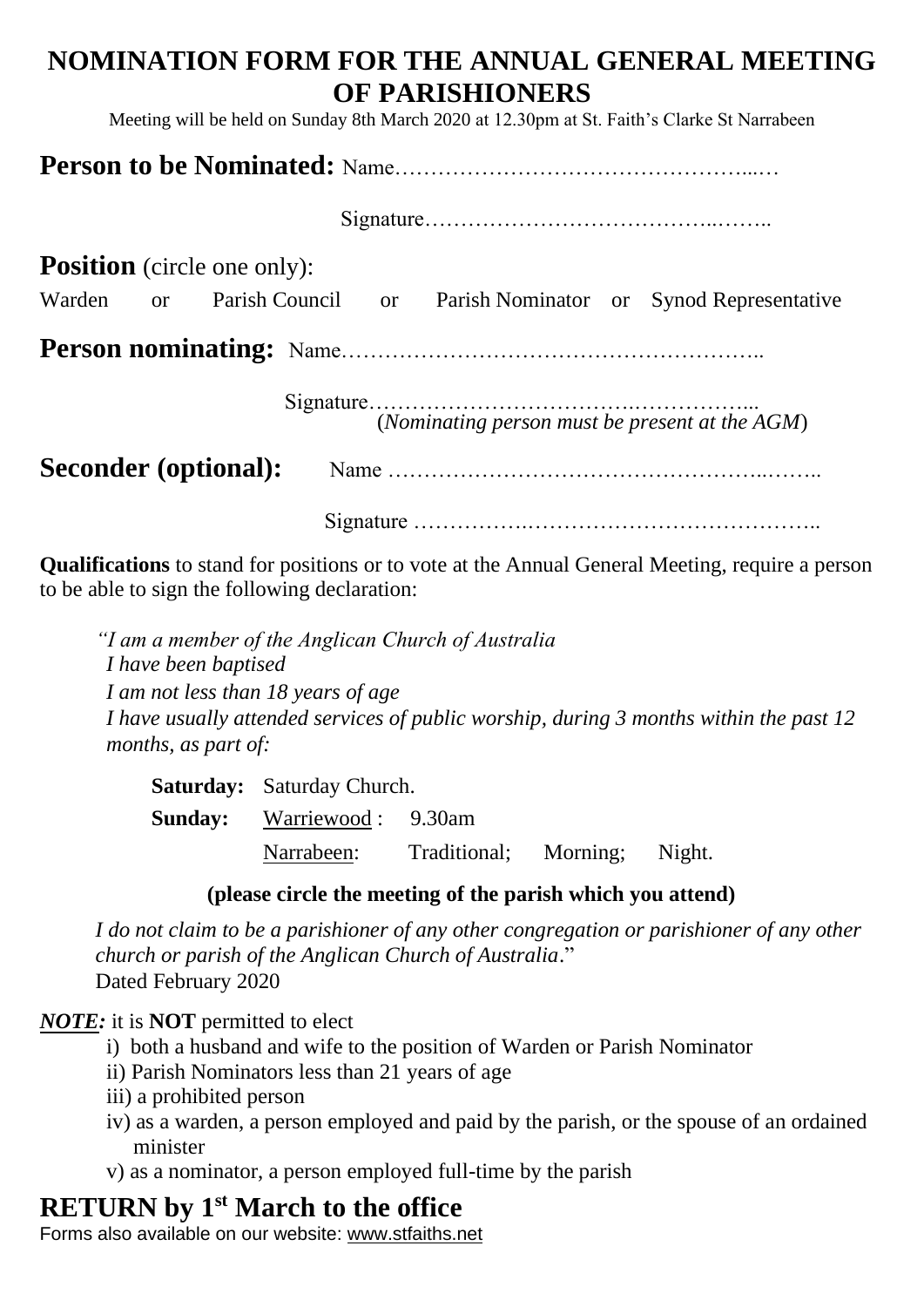# NOMINATION FORM FOR THE ANNUAL GENERAL MEETING OF PARISHIONERS

Meeting will be held on Sunday 8th March 2020 at 12.30pm at St. Faith's Clarke St Narrabeen

**Person to be Nominated:** Name…………………………………………...…

Signature…………………………………..……..

**Position** (circle one only):

Warden or Parish Council or Parish Nominator or Synod Representative

**Person nominating:** Name…………………………………………………..

Signature…………………………….……………...
(*Nominating person must be present at the AGM*)

**Seconder (optional):** Name ……………………………………………..……..

Signature …………….…………………………………..

**Qualifications** to stand for positions or to vote at the Annual General Meeting, require a person to be able to sign the following declaration:

*"I am a member of the Anglican Church of Australia*
*I have been baptised*
*I am not less than 18 years of age*
*I have usually attended services of public worship, during 3 months within the past 12 months, as part of:*

**Saturday:** Saturday Church.
**Sunday:** Warriewood : 9.30am
Narrabeen: Traditional; Morning; Night.

**(please circle the meeting of the parish which you attend)**

*I do not claim to be a parishioner of any other congregation or parishioner of any other church or parish of the Anglican Church of Australia*."
Dated February 2020

***NOTE:*** it is **NOT** permitted to elect

i) both a husband and wife to the position of Warden or Parish Nominator
ii) Parish Nominators less than 21 years of age
iii) a prohibited person
iv) as a warden, a person employed and paid by the parish, or the spouse of an ordained minister
v) as a nominator, a person employed full-time by the parish

## RETURN by 1st March to the office

Forms also available on our website: www.stfaiths.net